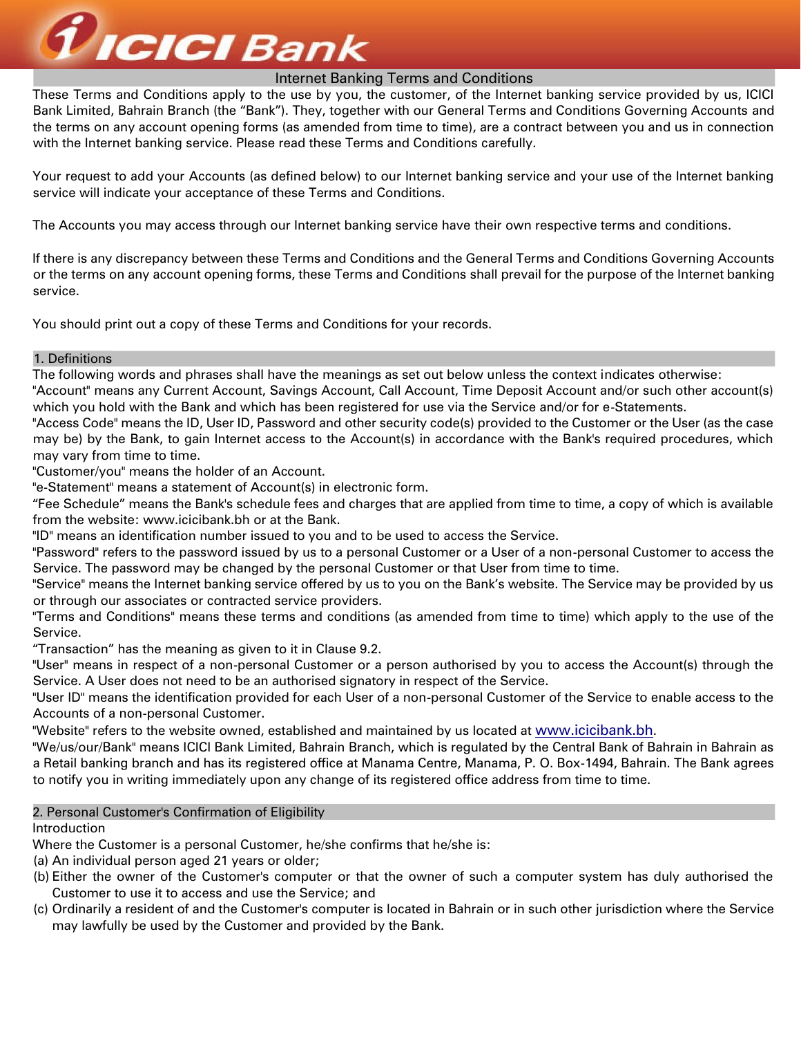# Internet Banking Terms and Conditions

These Terms and Conditions apply to the use by you, the customer, of the Internet banking service provided by us, ICICI Bank Limited, Bahrain Branch (the "Bank"). They, together with our General Terms and Conditions Governing Accounts and the terms on any account opening forms (as amended from time to time), are a contract between you and us in connection with the Internet banking service. Please read these Terms and Conditions carefully.

Your request to add your Accounts (as defined below) to our Internet banking service and your use of the Internet banking service will indicate your acceptance of these Terms and Conditions.

The Accounts you may access through our Internet banking service have their own respective terms and conditions.

If there is any discrepancy between these Terms and Conditions and the General Terms and Conditions Governing Accounts or the terms on any account opening forms, these Terms and Conditions shall prevail for the purpose of the Internet banking service.

You should print out a copy of these Terms and Conditions for your records.

## 1. Definitions

The following words and phrases shall have the meanings as set out below unless the context indicates otherwise:

"Account" means any Current Account, Savings Account, Call Account, Time Deposit Account and/or such other account(s) which you hold with the Bank and which has been registered for use via the Service and/or for e-Statements.

"Access Code" means the ID, User ID, Password and other security code(s) provided to the Customer or the User (as the case may be) by the Bank, to gain Internet access to the Account(s) in accordance with the Bank's required procedures, which may vary from time to time.

"Customer/you" means the holder of an Account.

"e-Statement" means a statement of Account(s) in electronic form.

"Fee Schedule" means the Bank's schedule fees and charges that are applied from time to time, a copy of which is available from the website: www.icicibank.bh or at the Bank.

"ID" means an identification number issued to you and to be used to access the Service.

"Password" refers to the password issued by us to a personal Customer or a User of a non-personal Customer to access the Service. The password may be changed by the personal Customer or that User from time to time.

"Service" means the Internet banking service offered by us to you on the Bank's website. The Service may be provided by us or through our associates or contracted service providers.

"Terms and Conditions" means these terms and conditions (as amended from time to time) which apply to the use of the Service.

"Transaction" has the meaning as given to it in Clause 9.2.

"User" means in respect of a non-personal Customer or a person authorised by you to access the Account(s) through the Service. A User does not need to be an authorised signatory in respect of the Service.

"User ID" means the identification provided for each User of a non-personal Customer of the Service to enable access to the Accounts of a non-personal Customer.

"Website" refers to the website owned, established and maintained by us located at www.icicibank.bh.

"We/us/our/Bank" means ICICI Bank Limited, Bahrain Branch, which is regulated by the Central Bank of Bahrain in Bahrain as a Retail banking branch and has its registered office at Manama Centre, Manama, P. O. Box-1494, Bahrain. The Bank agrees to notify you in writing immediately upon any change of its registered office address from time to time.

## 2. Personal Customer's Confirmation of Eligibility

Introduction

Where the Customer is a personal Customer, he/she confirms that he/she is:

(a) An individual person aged 21 years or older;

(b) Either the owner of the Customer's computer or that the owner of such a computer system has duly authorised the Customer to use it to access and use the Service; and

(c) Ordinarily a resident of and the Customer's computer is located in Bahrain or in such other jurisdiction where the Service may lawfully be used by the Customer and provided by the Bank.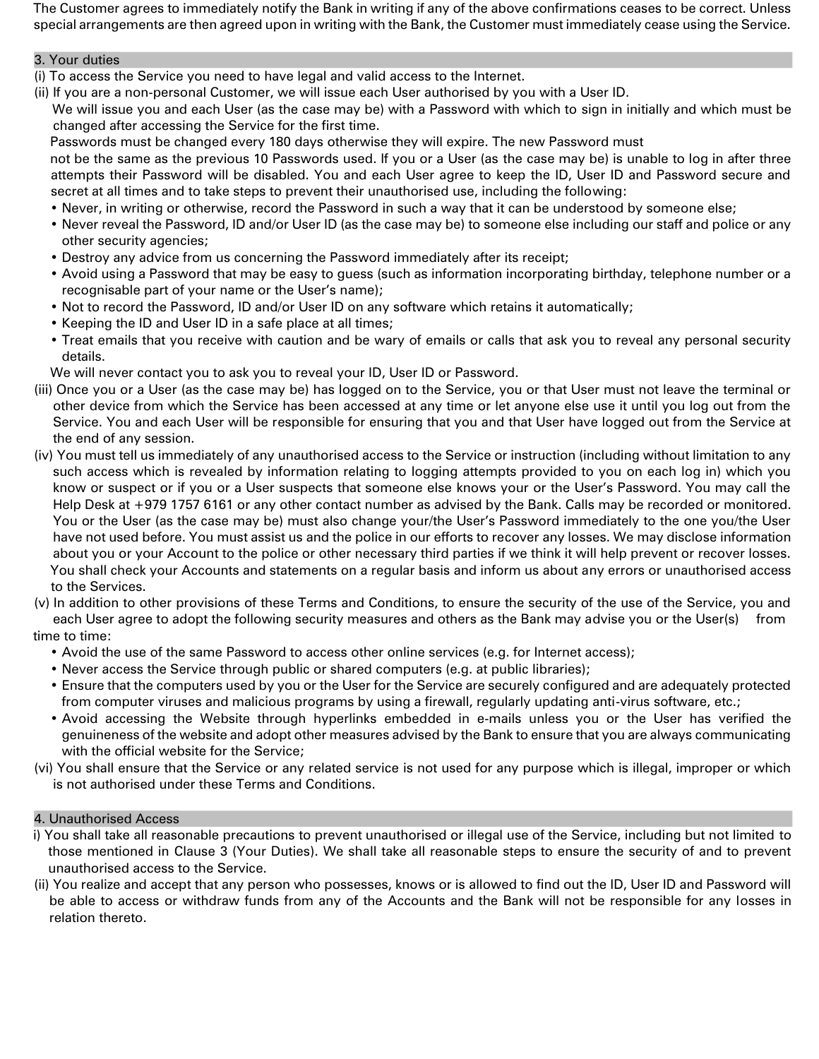The Customer agrees to immediately notify the Bank in writing if any of the above confirmations ceases to be correct. Unless special arrangements are then agreed upon in writing with the Bank, the Customer must immediately cease using the Service.

## 3. Your duties

(i) To access the Service you need to have legal and valid access to the Internet.

(ii) If you are a non-personal Customer, we will issue each User authorised by you with a User ID.

We will issue you and each User (as the case may be) with a Password with which to sign in initially and which must be changed after accessing the Service for the first time.

Passwords must be changed every 180 days otherwise they will expire. The new Password must not be the same as the previous 10 Passwords used. If you or a User (as the case may be) is unable to log in after three attempts their Password will be disabled. You and each User agree to keep the ID, User ID and Password secure and secret at all times and to take steps to prevent their unauthorised use, including the following:

- Never, in writing or otherwise, record the Password in such a way that it can be understood by someone else;
- Never reveal the Password, ID and/or User ID (as the case may be) to someone else including our staff and police or any other security agencies;
- Destroy any advice from us concerning the Password immediately after its receipt;
- Avoid using a Password that may be easy to guess (such as information incorporating birthday, telephone number or a recognisable part of your name or the User's name);
- Not to record the Password, ID and/or User ID on any software which retains it automatically;
- Keeping the ID and User ID in a safe place at all times;
- Treat emails that you receive with caution and be wary of emails or calls that ask you to reveal any personal security details.

We will never contact you to ask you to reveal your ID, User ID or Password.

(iii) Once you or a User (as the case may be) has logged on to the Service, you or that User must not leave the terminal or other device from which the Service has been accessed at any time or let anyone else use it until you log out from the Service. You and each User will be responsible for ensuring that you and that User have logged out from the Service at the end of any session.

(iv) You must tell us immediately of any unauthorised access to the Service or instruction (including without limitation to any such access which is revealed by information relating to logging attempts provided to you on each log in) which you know or suspect or if you or a User suspects that someone else knows your or the User's Password. You may call the Help Desk at +979 1757 6161 or any other contact number as advised by the Bank. Calls may be recorded or monitored. You or the User (as the case may be) must also change your/the User's Password immediately to the one you/the User have not used before. You must assist us and the police in our efforts to recover any losses. We may disclose information about you or your Account to the police or other necessary third parties if we think it will help prevent or recover losses. You shall check your Accounts and statements on a regular basis and inform us about any errors or unauthorised access to the Services.

(v) In addition to other provisions of these Terms and Conditions, to ensure the security of the use of the Service, you and each User agree to adopt the following security measures and others as the Bank may advise you or the User(s) from time to time:

- Avoid the use of the same Password to access other online services (e.g. for Internet access);
- Never access the Service through public or shared computers (e.g. at public libraries);
- Ensure that the computers used by you or the User for the Service are securely configured and are adequately protected from computer viruses and malicious programs by using a firewall, regularly updating anti-virus software, etc.;
- Avoid accessing the Website through hyperlinks embedded in e-mails unless you or the User has verified the genuineness of the website and adopt other measures advised by the Bank to ensure that you are always communicating with the official website for the Service;

(vi) You shall ensure that the Service or any related service is not used for any purpose which is illegal, improper or which is not authorised under these Terms and Conditions.

## 4. Unauthorised Access

i) You shall take all reasonable precautions to prevent unauthorised or illegal use of the Service, including but not limited to those mentioned in Clause 3 (Your Duties). We shall take all reasonable steps to ensure the security of and to prevent unauthorised access to the Service.

(ii) You realize and accept that any person who possesses, knows or is allowed to find out the ID, User ID and Password will be able to access or withdraw funds from any of the Accounts and the Bank will not be responsible for any losses in relation thereto.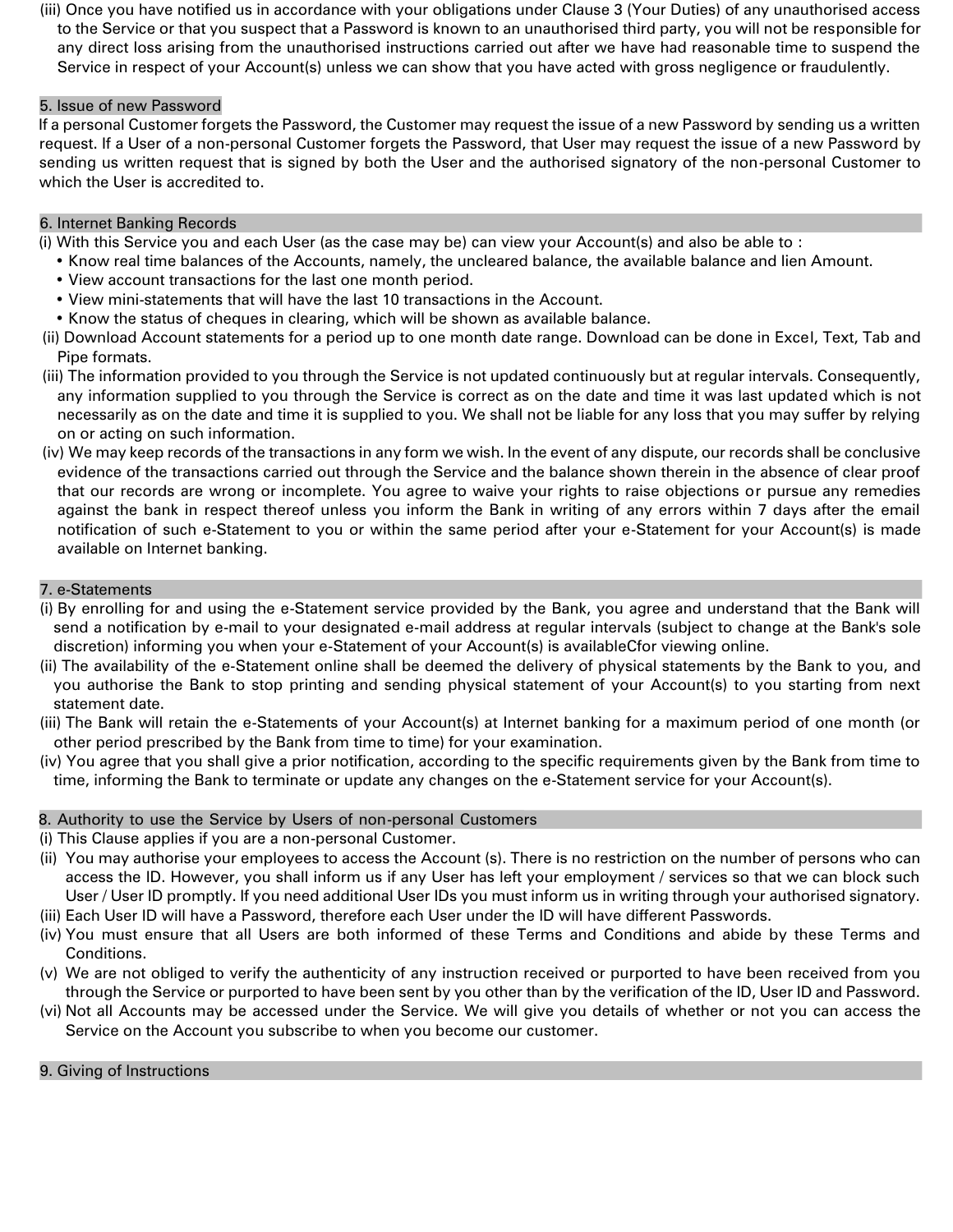(iii) Once you have notified us in accordance with your obligations under Clause 3 (Your Duties) of any unauthorised access to the Service or that you suspect that a Password is known to an unauthorised third party, you will not be responsible for any direct loss arising from the unauthorised instructions carried out after we have had reasonable time to suspend the Service in respect of your Account(s) unless we can show that you have acted with gross negligence or fraudulently.

## 5. Issue of new Password

If a personal Customer forgets the Password, the Customer may request the issue of a new Password by sending us a written request. If a User of a non-personal Customer forgets the Password, that User may request the issue of a new Password by sending us written request that is signed by both the User and the authorised signatory of the non-personal Customer to which the User is accredited to.

## 6. Internet Banking Records

(i) With this Service you and each User (as the case may be) can view your Account(s) and also be able to :

- Know real time balances of the Accounts, namely, the uncleared balance, the available balance and lien Amount.
- View account transactions for the last one month period.
- View mini-statements that will have the last 10 transactions in the Account.
- Know the status of cheques in clearing, which will be shown as available balance.

(ii) Download Account statements for a period up to one month date range. Download can be done in Excel, Text, Tab and Pipe formats.

(iii) The information provided to you through the Service is not updated continuously but at regular intervals. Consequently, any information supplied to you through the Service is correct as on the date and time it was last updated which is not necessarily as on the date and time it is supplied to you. We shall not be liable for any loss that you may suffer by relying on or acting on such information.

(iv) We may keep records of the transactions in any form we wish. In the event of any dispute, our records shall be conclusive evidence of the transactions carried out through the Service and the balance shown therein in the absence of clear proof that our records are wrong or incomplete. You agree to waive your rights to raise objections or pursue any remedies against the bank in respect thereof unless you inform the Bank in writing of any errors within 7 days after the email notification of such e-Statement to you or within the same period after your e-Statement for your Account(s) is made available on Internet banking.

## 7. e-Statements

(i) By enrolling for and using the e-Statement service provided by the Bank, you agree and understand that the Bank will send a notification by e-mail to your designated e-mail address at regular intervals (subject to change at the Bank's sole discretion) informing you when your e-Statement of your Account(s) is availableCfor viewing online.

(ii) The availability of the e-Statement online shall be deemed the delivery of physical statements by the Bank to you, and you authorise the Bank to stop printing and sending physical statement of your Account(s) to you starting from next statement date.

(iii) The Bank will retain the e-Statements of your Account(s) at Internet banking for a maximum period of one month (or other period prescribed by the Bank from time to time) for your examination.

(iv) You agree that you shall give a prior notification, according to the specific requirements given by the Bank from time to time, informing the Bank to terminate or update any changes on the e-Statement service for your Account(s).

## 8. Authority to use the Service by Users of non-personal Customers

(i) This Clause applies if you are a non-personal Customer.

(ii) You may authorise your employees to access the Account (s). There is no restriction on the number of persons who can access the ID. However, you shall inform us if any User has left your employment / services so that we can block such User / User ID promptly. If you need additional User IDs you must inform us in writing through your authorised signatory.

(iii) Each User ID will have a Password, therefore each User under the ID will have different Passwords.

(iv) You must ensure that all Users are both informed of these Terms and Conditions and abide by these Terms and Conditions.

(v) We are not obliged to verify the authenticity of any instruction received or purported to have been received from you through the Service or purported to have been sent by you other than by the verification of the ID, User ID and Password.

(vi) Not all Accounts may be accessed under the Service. We will give you details of whether or not you can access the Service on the Account you subscribe to when you become our customer.

## 9. Giving of Instructions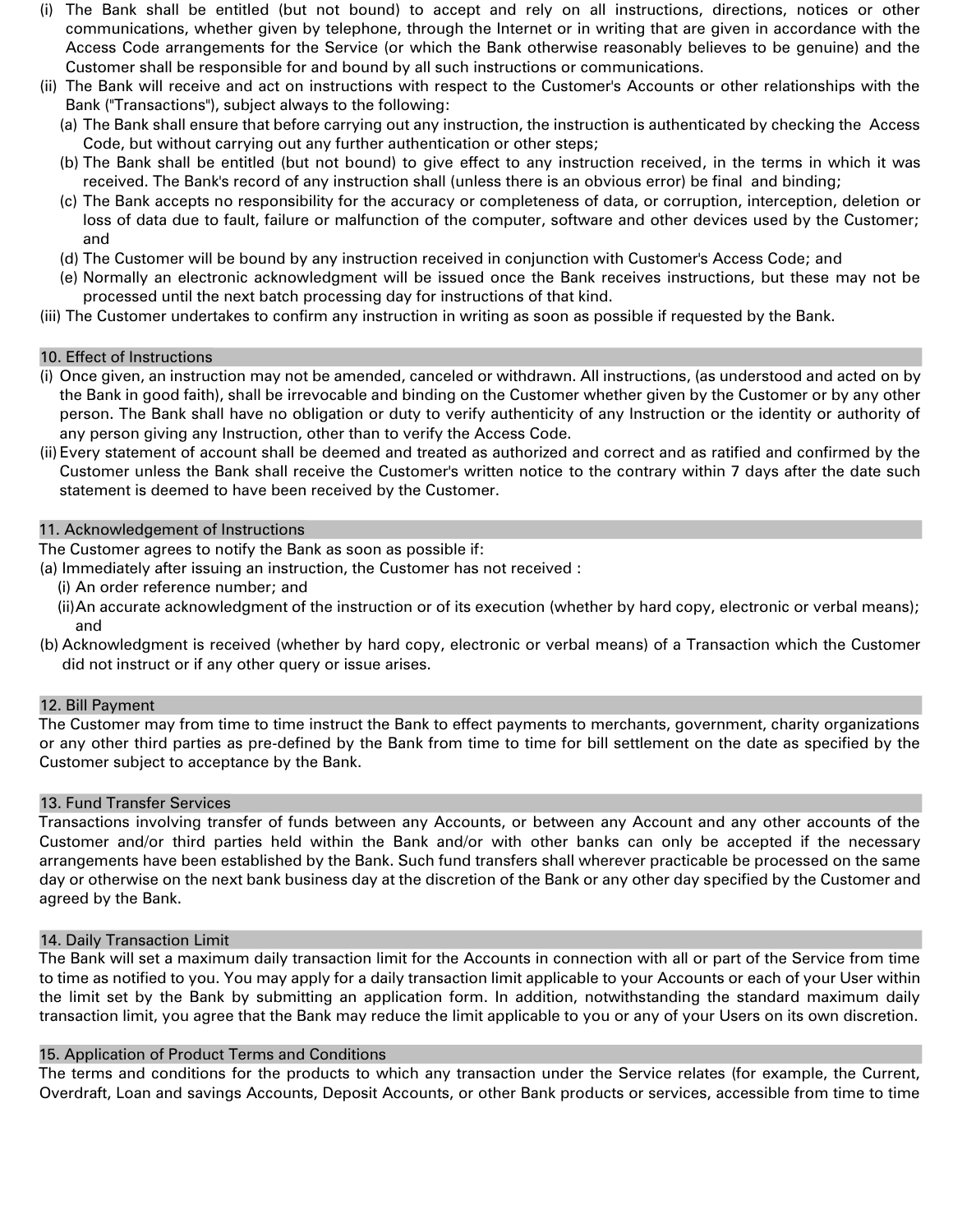(i) The Bank shall be entitled (but not bound) to accept and rely on all instructions, directions, notices or other communications, whether given by telephone, through the Internet or in writing that are given in accordance with the Access Code arrangements for the Service (or which the Bank otherwise reasonably believes to be genuine) and the Customer shall be responsible for and bound by all such instructions or communications.

(ii) The Bank will receive and act on instructions with respect to the Customer's Accounts or other relationships with the Bank ("Transactions"), subject always to the following:

  (a) The Bank shall ensure that before carrying out any instruction, the instruction is authenticated by checking the Access Code, but without carrying out any further authentication or other steps;

  (b) The Bank shall be entitled (but not bound) to give effect to any instruction received, in the terms in which it was received. The Bank's record of any instruction shall (unless there is an obvious error) be final and binding;

  (c) The Bank accepts no responsibility for the accuracy or completeness of data, or corruption, interception, deletion or loss of data due to fault, failure or malfunction of the computer, software and other devices used by the Customer; and

  (d) The Customer will be bound by any instruction received in conjunction with Customer's Access Code; and

  (e) Normally an electronic acknowledgment will be issued once the Bank receives instructions, but these may not be processed until the next batch processing day for instructions of that kind.

(iii) The Customer undertakes to confirm any instruction in writing as soon as possible if requested by the Bank.

## 10. Effect of Instructions

(i) Once given, an instruction may not be amended, canceled or withdrawn. All instructions, (as understood and acted on by the Bank in good faith), shall be irrevocable and binding on the Customer whether given by the Customer or by any other person. The Bank shall have no obligation or duty to verify authenticity of any Instruction or the identity or authority of any person giving any Instruction, other than to verify the Access Code.

(ii) Every statement of account shall be deemed and treated as authorized and correct and as ratified and confirmed by the Customer unless the Bank shall receive the Customer's written notice to the contrary within 7 days after the date such statement is deemed to have been received by the Customer.

## 11. Acknowledgement of Instructions

The Customer agrees to notify the Bank as soon as possible if:

(a) Immediately after issuing an instruction, the Customer has not received :

  (i) An order reference number; and

  (ii) An accurate acknowledgment of the instruction or of its execution (whether by hard copy, electronic or verbal means); and

(b) Acknowledgment is received (whether by hard copy, electronic or verbal means) of a Transaction which the Customer did not instruct or if any other query or issue arises.

## 12. Bill Payment

The Customer may from time to time instruct the Bank to effect payments to merchants, government, charity organizations or any other third parties as pre-defined by the Bank from time to time for bill settlement on the date as specified by the Customer subject to acceptance by the Bank.

## 13. Fund Transfer Services

Transactions involving transfer of funds between any Accounts, or between any Account and any other accounts of the Customer and/or third parties held within the Bank and/or with other banks can only be accepted if the necessary arrangements have been established by the Bank. Such fund transfers shall wherever practicable be processed on the same day or otherwise on the next bank business day at the discretion of the Bank or any other day specified by the Customer and agreed by the Bank.

## 14. Daily Transaction Limit

The Bank will set a maximum daily transaction limit for the Accounts in connection with all or part of the Service from time to time as notified to you. You may apply for a daily transaction limit applicable to your Accounts or each of your User within the limit set by the Bank by submitting an application form. In addition, notwithstanding the standard maximum daily transaction limit, you agree that the Bank may reduce the limit applicable to you or any of your Users on its own discretion.

## 15. Application of Product Terms and Conditions

The terms and conditions for the products to which any transaction under the Service relates (for example, the Current, Overdraft, Loan and savings Accounts, Deposit Accounts, or other Bank products or services, accessible from time to time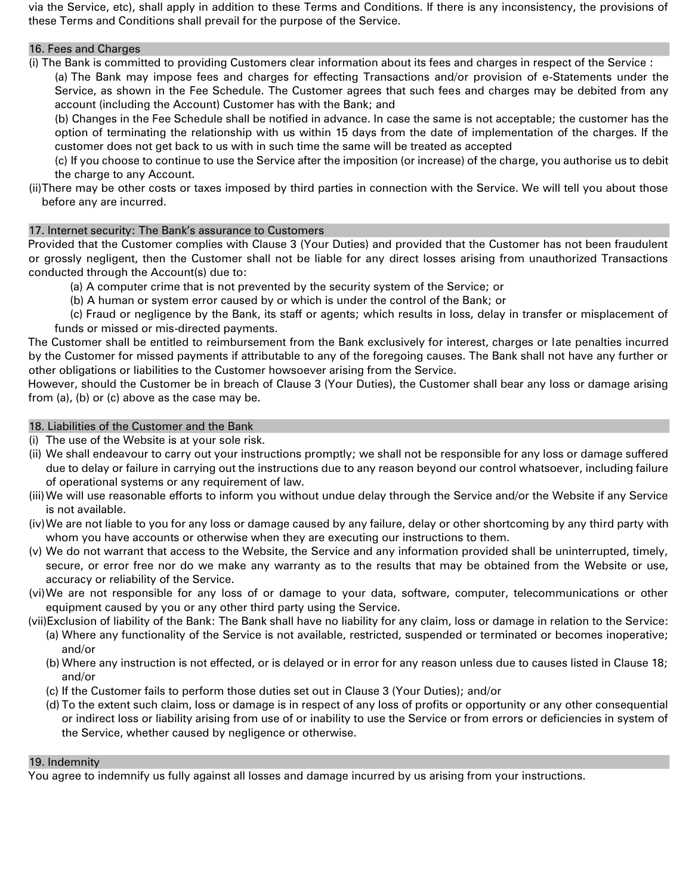via the Service, etc), shall apply in addition to these Terms and Conditions. If there is any inconsistency, the provisions of these Terms and Conditions shall prevail for the purpose of the Service.

## 16. Fees and Charges

(i) The Bank is committed to providing Customers clear information about its fees and charges in respect of the Service :

(a) The Bank may impose fees and charges for effecting Transactions and/or provision of e-Statements under the Service, as shown in the Fee Schedule. The Customer agrees that such fees and charges may be debited from any account (including the Account) Customer has with the Bank; and

(b) Changes in the Fee Schedule shall be notified in advance. In case the same is not acceptable; the customer has the option of terminating the relationship with us within 15 days from the date of implementation of the charges. If the customer does not get back to us with in such time the same will be treated as accepted

(c) If you choose to continue to use the Service after the imposition (or increase) of the charge, you authorise us to debit the charge to any Account.

(ii) There may be other costs or taxes imposed by third parties in connection with the Service. We will tell you about those before any are incurred.

## 17. Internet security: The Bank's assurance to Customers

Provided that the Customer complies with Clause 3 (Your Duties) and provided that the Customer has not been fraudulent or grossly negligent, then the Customer shall not be liable for any direct losses arising from unauthorized Transactions conducted through the Account(s) due to:

(a) A computer crime that is not prevented by the security system of the Service; or

(b) A human or system error caused by or which is under the control of the Bank; or

(c) Fraud or negligence by the Bank, its staff or agents; which results in loss, delay in transfer or misplacement of funds or missed or mis-directed payments.

The Customer shall be entitled to reimbursement from the Bank exclusively for interest, charges or late penalties incurred by the Customer for missed payments if attributable to any of the foregoing causes. The Bank shall not have any further or other obligations or liabilities to the Customer howsoever arising from the Service.

However, should the Customer be in breach of Clause 3 (Your Duties), the Customer shall bear any loss or damage arising from (a), (b) or (c) above as the case may be.

## 18. Liabilities of the Customer and the Bank

(i) The use of the Website is at your sole risk.

(ii) We shall endeavour to carry out your instructions promptly; we shall not be responsible for any loss or damage suffered due to delay or failure in carrying out the instructions due to any reason beyond our control whatsoever, including failure of operational systems or any requirement of law.

(iii) We will use reasonable efforts to inform you without undue delay through the Service and/or the Website if any Service is not available.

(iv) We are not liable to you for any loss or damage caused by any failure, delay or other shortcoming by any third party with whom you have accounts or otherwise when they are executing our instructions to them.

(v) We do not warrant that access to the Website, the Service and any information provided shall be uninterrupted, timely, secure, or error free nor do we make any warranty as to the results that may be obtained from the Website or use, accuracy or reliability of the Service.

(vi) We are not responsible for any loss of or damage to your data, software, computer, telecommunications or other equipment caused by you or any other third party using the Service.

(vii) Exclusion of liability of the Bank: The Bank shall have no liability for any claim, loss or damage in relation to the Service:

(a) Where any functionality of the Service is not available, restricted, suspended or terminated or becomes inoperative; and/or

(b) Where any instruction is not effected, or is delayed or in error for any reason unless due to causes listed in Clause 18; and/or

(c) If the Customer fails to perform those duties set out in Clause 3 (Your Duties); and/or

(d) To the extent such claim, loss or damage is in respect of any loss of profits or opportunity or any other consequential or indirect loss or liability arising from use of or inability to use the Service or from errors or deficiencies in system of the Service, whether caused by negligence or otherwise.

## 19. Indemnity

You agree to indemnify us fully against all losses and damage incurred by us arising from your instructions.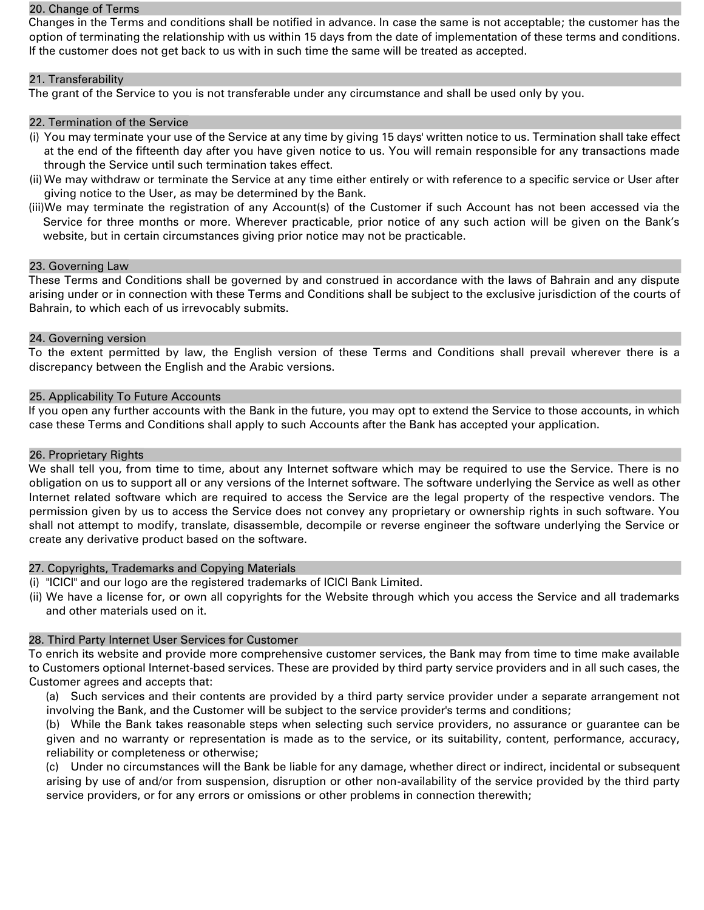## 20. Change of Terms

Changes in the Terms and conditions shall be notified in advance. In case the same is not acceptable; the customer has the option of terminating the relationship with us within 15 days from the date of implementation of these terms and conditions. If the customer does not get back to us with in such time the same will be treated as accepted.

## 21. Transferability

The grant of the Service to you is not transferable under any circumstance and shall be used only by you.

## 22. Termination of the Service

(i) You may terminate your use of the Service at any time by giving 15 days' written notice to us. Termination shall take effect at the end of the fifteenth day after you have given notice to us. You will remain responsible for any transactions made through the Service until such termination takes effect.

(ii) We may withdraw or terminate the Service at any time either entirely or with reference to a specific service or User after giving notice to the User, as may be determined by the Bank.

(iii) We may terminate the registration of any Account(s) of the Customer if such Account has not been accessed via the Service for three months or more. Wherever practicable, prior notice of any such action will be given on the Bank's website, but in certain circumstances giving prior notice may not be practicable.

## 23. Governing Law

These Terms and Conditions shall be governed by and construed in accordance with the laws of Bahrain and any dispute arising under or in connection with these Terms and Conditions shall be subject to the exclusive jurisdiction of the courts of Bahrain, to which each of us irrevocably submits.

## 24. Governing version

To the extent permitted by law, the English version of these Terms and Conditions shall prevail wherever there is a discrepancy between the English and the Arabic versions.

## 25. Applicability To Future Accounts

If you open any further accounts with the Bank in the future, you may opt to extend the Service to those accounts, in which case these Terms and Conditions shall apply to such Accounts after the Bank has accepted your application.

## 26. Proprietary Rights

We shall tell you, from time to time, about any Internet software which may be required to use the Service. There is no obligation on us to support all or any versions of the Internet software. The software underlying the Service as well as other Internet related software which are required to access the Service are the legal property of the respective vendors. The permission given by us to access the Service does not convey any proprietary or ownership rights in such software. You shall not attempt to modify, translate, disassemble, decompile or reverse engineer the software underlying the Service or create any derivative product based on the software.

## 27. Copyrights, Trademarks and Copying Materials

(i) "ICICI" and our logo are the registered trademarks of ICICI Bank Limited.

(ii) We have a license for, or own all copyrights for the Website through which you access the Service and all trademarks and other materials used on it.

## 28. Third Party Internet User Services for Customer

To enrich its website and provide more comprehensive customer services, the Bank may from time to time make available to Customers optional Internet-based services. These are provided by third party service providers and in all such cases, the Customer agrees and accepts that:

(a) Such services and their contents are provided by a third party service provider under a separate arrangement not involving the Bank, and the Customer will be subject to the service provider's terms and conditions;

(b) While the Bank takes reasonable steps when selecting such service providers, no assurance or guarantee can be given and no warranty or representation is made as to the service, or its suitability, content, performance, accuracy, reliability or completeness or otherwise;

(c) Under no circumstances will the Bank be liable for any damage, whether direct or indirect, incidental or subsequent arising by use of and/or from suspension, disruption or other non-availability of the service provided by the third party service providers, or for any errors or omissions or other problems in connection therewith;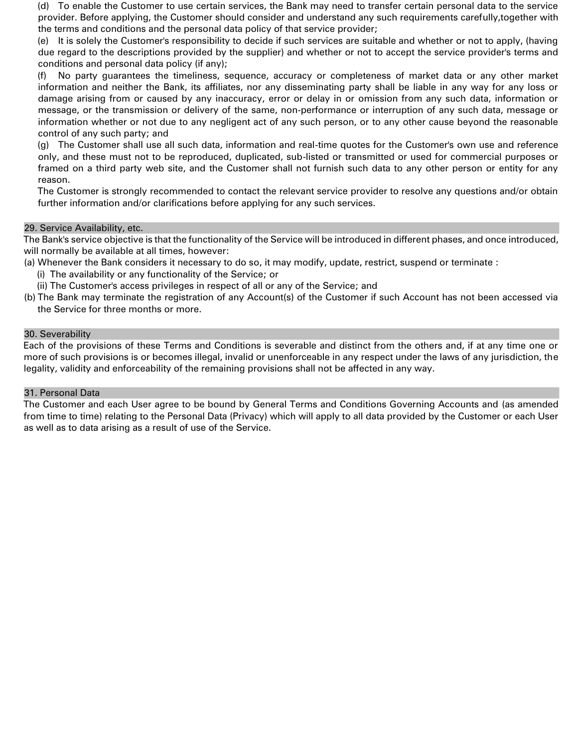(d) To enable the Customer to use certain services, the Bank may need to transfer certain personal data to the service provider. Before applying, the Customer should consider and understand any such requirements carefully,together with the terms and conditions and the personal data policy of that service provider;

(e) It is solely the Customer's responsibility to decide if such services are suitable and whether or not to apply, (having due regard to the descriptions provided by the supplier) and whether or not to accept the service provider's terms and conditions and personal data policy (if any);

(f) No party guarantees the timeliness, sequence, accuracy or completeness of market data or any other market information and neither the Bank, its affiliates, nor any disseminating party shall be liable in any way for any loss or damage arising from or caused by any inaccuracy, error or delay in or omission from any such data, information or message, or the transmission or delivery of the same, non-performance or interruption of any such data, message or information whether or not due to any negligent act of any such person, or to any other cause beyond the reasonable control of any such party; and

(g) The Customer shall use all such data, information and real-time quotes for the Customer's own use and reference only, and these must not to be reproduced, duplicated, sub-listed or transmitted or used for commercial purposes or framed on a third party web site, and the Customer shall not furnish such data to any other person or entity for any reason.

The Customer is strongly recommended to contact the relevant service provider to resolve any questions and/or obtain further information and/or clarifications before applying for any such services.

## 29. Service Availability, etc.

The Bank's service objective is that the functionality of the Service will be introduced in different phases, and once introduced, will normally be available at all times, however:

(a) Whenever the Bank considers it necessary to do so, it may modify, update, restrict, suspend or terminate :

(i) The availability or any functionality of the Service; or

(ii) The Customer's access privileges in respect of all or any of the Service; and

(b) The Bank may terminate the registration of any Account(s) of the Customer if such Account has not been accessed via the Service for three months or more.

## 30. Severability

Each of the provisions of these Terms and Conditions is severable and distinct from the others and, if at any time one or more of such provisions is or becomes illegal, invalid or unenforceable in any respect under the laws of any jurisdiction, the legality, validity and enforceability of the remaining provisions shall not be affected in any way.

## 31. Personal Data

The Customer and each User agree to be bound by General Terms and Conditions Governing Accounts and (as amended from time to time) relating to the Personal Data (Privacy) which will apply to all data provided by the Customer or each User as well as to data arising as a result of use of the Service.